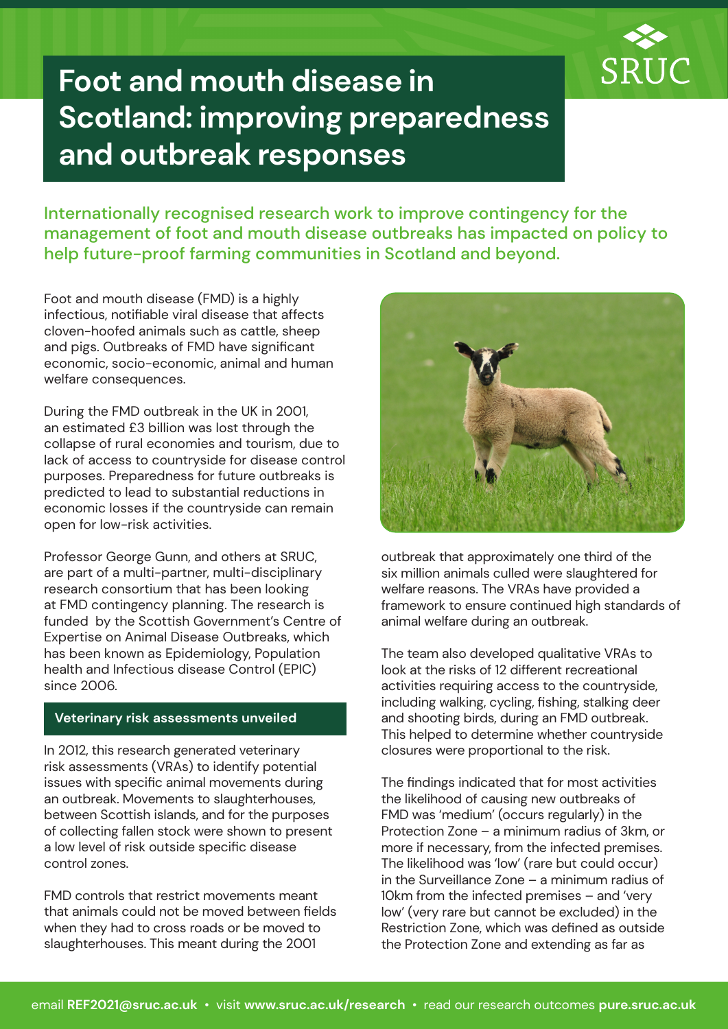# Foot and mouth disease in Scotland: improving preparedness and outbreak responses

**Internationally recognised research work to improve contingency for the management of foot and mouth disease outbreaks has impacted on policy to help future-proof farming communities in Scotland and beyond.**

Foot and mouth disease (FMD) is a highly infectious, notifiable viral disease that affects cloven-hoofed animals such as cattle, sheep and pigs. Outbreaks of FMD have significant economic, socio-economic, animal and human welfare consequences.

During the FMD outbreak in the UK in 2001, an estimated £3 billion was lost through the collapse of rural economies and tourism, due to lack of access to countryside for disease control purposes. Preparedness for future outbreaks is predicted to lead to substantial reductions in economic losses if the countryside can remain open for low-risk activities.

Professor George Gunn, and others at SRUC, are part of a multi-partner, multi-disciplinary research consortium that has been looking at FMD contingency planning. The research is funded by the Scottish Government's Centre of Expertise on Animal Disease Outbreaks, which has been known as Epidemiology, Population health and Infectious disease Control (EPIC) since 2006.

## Veterinary risk assessments unveiled

In 2012, this research generated veterinary risk assessments (VRAs) to identify potential issues with specific animal movements during an outbreak. Movements to slaughterhouses, between Scottish islands, and for the purposes of collecting fallen stock were shown to present a low level of risk outside specific disease control zones.

FMD controls that restrict movements meant that animals could not be moved between fields when they had to cross roads or be moved to slaughterhouses. This meant during the 2001 outbreak that approximately one third of the six million animals culled were slaughtered for welfare reasons. The VRAs have provided a framework to ensure continued high standards of animal welfare during an outbreak.

The team also developed qualitative VRAs to look at the risks of 12 different recreational activities requiring access to the countryside, including walking, cycling, fishing, stalking deer and shooting birds, during an FMD outbreak. This helped to determine whether countryside closures were proportional to the risk.

The findings indicated that for most activities the likelihood of causing new outbreaks of FMD was 'medium' (occurs regularly) in the Protection Zone – a minimum radius of 3km, or more if necessary, from the infected premises. The likelihood was 'low' (rare but could occur) in the Surveillance Zone – a minimum radius of 10km from the infected premises – and 'very low' (very rare but cannot be excluded) in the Restriction Zone, which was defined as outside the Protection Zone and extending as far as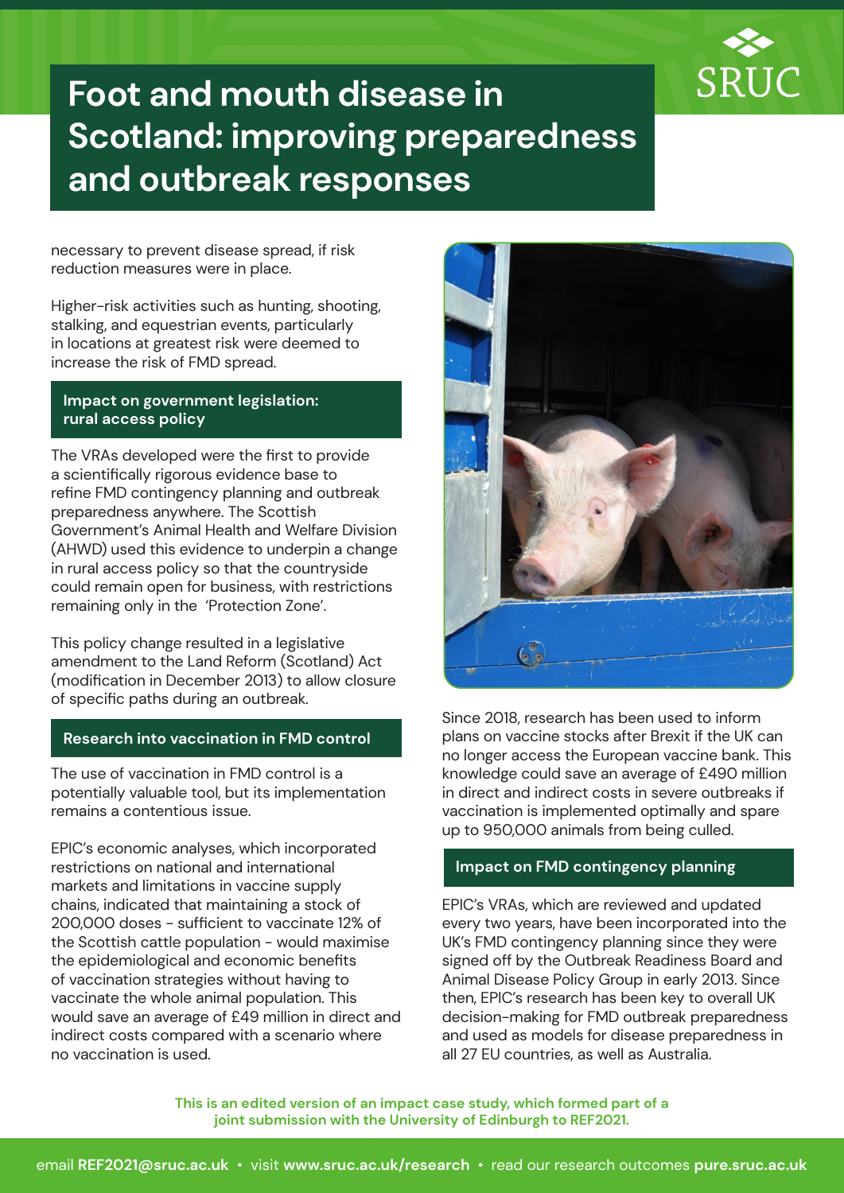# Foot and mouth disease in Scotland: improving preparedness and outbreak responses

necessary to prevent disease spread, if risk reduction measures were in place.

Higher-risk activities such as hunting, shooting, stalking, and equestrian events, particularly in locations at greatest risk were deemed to increase the risk of FMD spread.

## Impact on government legislation: rural access policy

The VRAs developed were the first to provide a scientifically rigorous evidence base to refine FMD contingency planning and outbreak preparedness anywhere. The Scottish Government's Animal Health and Welfare Division (AHWD) used this evidence to underpin a change in rural access policy so that the countryside could remain open for business, with restrictions remaining only in the 'Protection Zone'.

This policy change resulted in a legislative amendment to the Land Reform (Scotland) Act (modification in December 2013) to allow closure of specific paths during an outbreak.

## Research into vaccination in FMD control

The use of vaccination in FMD control is a potentially valuable tool, but its implementation remains a contentious issue.

EPIC's economic analyses, which incorporated restrictions on national and international markets and limitations in vaccine supply chains, indicated that maintaining a stock of 200,000 doses - sufficient to vaccinate 12% of the Scottish cattle population - would maximise the epidemiological and economic benefits of vaccination strategies without having to vaccinate the whole animal population. This would save an average of £49 million in direct and indirect costs compared with a scenario where no vaccination is used.

Since 2018, research has been used to inform plans on vaccine stocks after Brexit if the UK can no longer access the European vaccine bank. This knowledge could save an average of £490 million in direct and indirect costs in severe outbreaks if vaccination is implemented optimally and spare up to 950,000 animals from being culled.

## Impact on FMD contingency planning

EPIC's VRAs, which are reviewed and updated every two years, have been incorporated into the UK's FMD contingency planning since they were signed off by the Outbreak Readiness Board and Animal Disease Policy Group in early 2013. Since then, EPIC's research has been key to overall UK decision-making for FMD outbreak preparedness and used as models for disease preparedness in all 27 EU countries, as well as Australia.

**This is an edited version of an impact case study, which formed part of a joint submission with the University of Edinburgh to REF2021.**

email **REF2021@sruc.ac.uk** • visit **www.sruc.ac.uk/research** • read our research outcomes **pure.sruc.ac.uk**